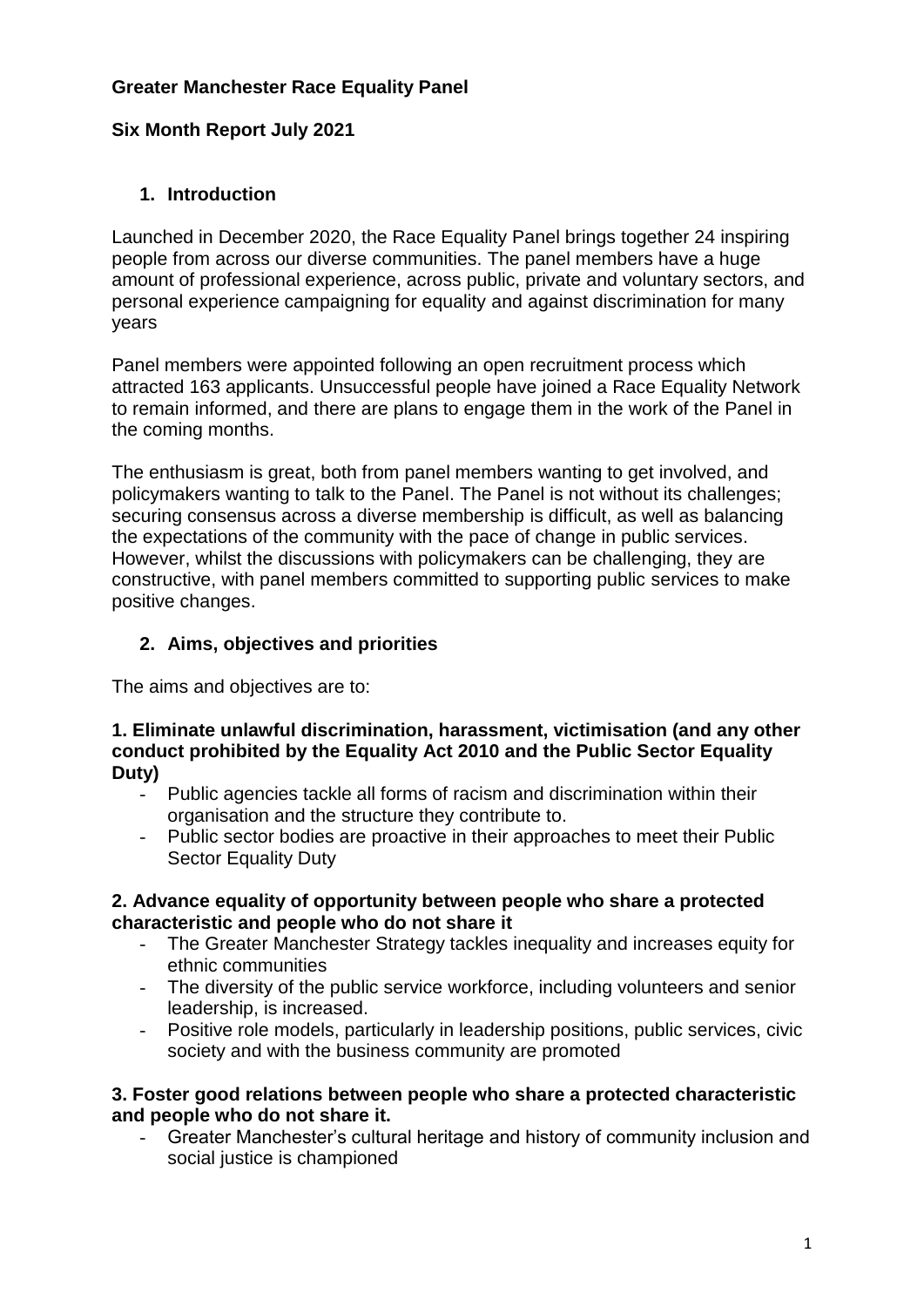# Greater Manchester Race Equality Panel

## Six Month Report July 2021

### 1. Introduction

Launched in December 2020, the Race Equality Panel brings together 24 inspiring people from across our diverse communities. The panel members have a huge amount of professional experience, across public, private and voluntary sectors, and personal experience campaigning for equality and against discrimination for many years

Panel members were appointed following an open recruitment process which attracted 163 applicants. Unsuccessful people have joined a Race Equality Network to remain informed, and there are plans to engage them in the work of the Panel in the coming months.

The enthusiasm is great, both from panel members wanting to get involved, and policymakers wanting to talk to the Panel. The Panel is not without its challenges; securing consensus across a diverse membership is difficult, as well as balancing the expectations of the community with the pace of change in public services. However, whilst the discussions with policymakers can be challenging, they are constructive, with panel members committed to supporting public services to make positive changes.

### 2. Aims, objectives and priorities

The aims and objectives are to:

**1. Eliminate unlawful discrimination, harassment, victimisation (and any other conduct prohibited by the Equality Act 2010 and the Public Sector Equality Duty)**

- Public agencies tackle all forms of racism and discrimination within their organisation and the structure they contribute to.
- Public sector bodies are proactive in their approaches to meet their Public Sector Equality Duty

**2. Advance equality of opportunity between people who share a protected characteristic and people who do not share it**

- The Greater Manchester Strategy tackles inequality and increases equity for ethnic communities
- The diversity of the public service workforce, including volunteers and senior leadership, is increased.
- Positive role models, particularly in leadership positions, public services, civic society and with the business community are promoted

**3. Foster good relations between people who share a protected characteristic and people who do not share it.**

- Greater Manchester's cultural heritage and history of community inclusion and social justice is championed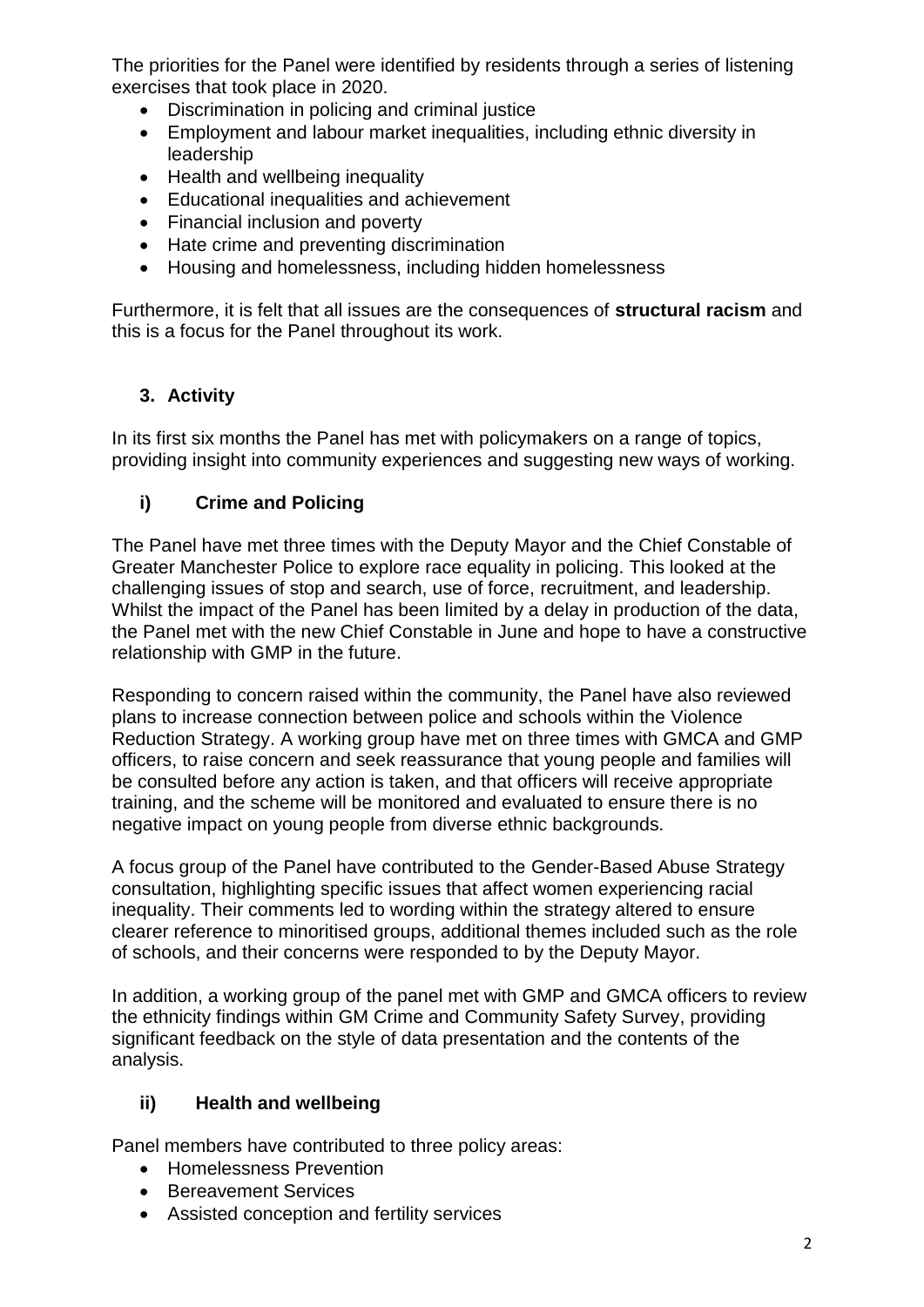The priorities for the Panel were identified by residents through a series of listening exercises that took place in 2020.

- Discrimination in policing and criminal justice
- Employment and labour market inequalities, including ethnic diversity in leadership
- Health and wellbeing inequality
- Educational inequalities and achievement
- Financial inclusion and poverty
- Hate crime and preventing discrimination
- Housing and homelessness, including hidden homelessness

Furthermore, it is felt that all issues are the consequences of **structural racism** and this is a focus for the Panel throughout its work.

## 3. Activity

In its first six months the Panel has met with policymakers on a range of topics, providing insight into community experiences and suggesting new ways of working.

### i) Crime and Policing

The Panel have met three times with the Deputy Mayor and the Chief Constable of Greater Manchester Police to explore race equality in policing. This looked at the challenging issues of stop and search, use of force, recruitment, and leadership. Whilst the impact of the Panel has been limited by a delay in production of the data, the Panel met with the new Chief Constable in June and hope to have a constructive relationship with GMP in the future.

Responding to concern raised within the community, the Panel have also reviewed plans to increase connection between police and schools within the Violence Reduction Strategy. A working group have met on three times with GMCA and GMP officers, to raise concern and seek reassurance that young people and families will be consulted before any action is taken, and that officers will receive appropriate training, and the scheme will be monitored and evaluated to ensure there is no negative impact on young people from diverse ethnic backgrounds.

A focus group of the Panel have contributed to the Gender-Based Abuse Strategy consultation, highlighting specific issues that affect women experiencing racial inequality. Their comments led to wording within the strategy altered to ensure clearer reference to minoritised groups, additional themes included such as the role of schools, and their concerns were responded to by the Deputy Mayor.

In addition, a working group of the panel met with GMP and GMCA officers to review the ethnicity findings within GM Crime and Community Safety Survey, providing significant feedback on the style of data presentation and the contents of the analysis.

### ii) Health and wellbeing

Panel members have contributed to three policy areas:

- Homelessness Prevention
- Bereavement Services
- Assisted conception and fertility services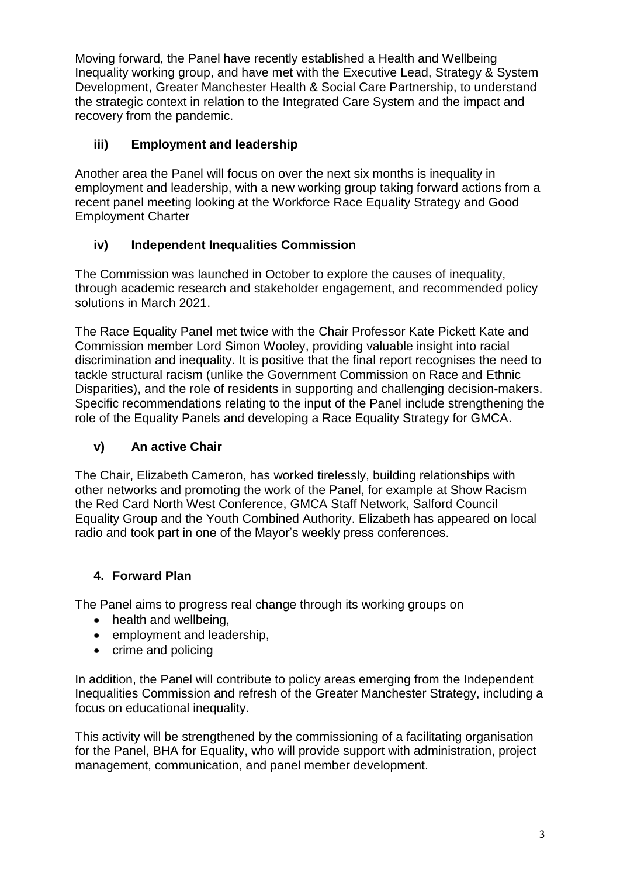Moving forward, the Panel have recently established a Health and Wellbeing Inequality working group, and have met with the Executive Lead, Strategy & System Development, Greater Manchester Health & Social Care Partnership, to understand the strategic context in relation to the Integrated Care System and the impact and recovery from the pandemic.

### iii) Employment and leadership

Another area the Panel will focus on over the next six months is inequality in employment and leadership, with a new working group taking forward actions from a recent panel meeting looking at the Workforce Race Equality Strategy and Good Employment Charter

### iv) Independent Inequalities Commission

The Commission was launched in October to explore the causes of inequality, through academic research and stakeholder engagement, and recommended policy solutions in March 2021.

The Race Equality Panel met twice with the Chair Professor Kate Pickett Kate and Commission member Lord Simon Wooley, providing valuable insight into racial discrimination and inequality. It is positive that the final report recognises the need to tackle structural racism (unlike the Government Commission on Race and Ethnic Disparities), and the role of residents in supporting and challenging decision-makers. Specific recommendations relating to the input of the Panel include strengthening the role of the Equality Panels and developing a Race Equality Strategy for GMCA.

### v) An active Chair

The Chair, Elizabeth Cameron, has worked tirelessly, building relationships with other networks and promoting the work of the Panel, for example at Show Racism the Red Card North West Conference, GMCA Staff Network, Salford Council Equality Group and the Youth Combined Authority. Elizabeth has appeared on local radio and took part in one of the Mayor's weekly press conferences.

## 4. Forward Plan

The Panel aims to progress real change through its working groups on

- health and wellbeing,
- employment and leadership,
- crime and policing

In addition, the Panel will contribute to policy areas emerging from the Independent Inequalities Commission and refresh of the Greater Manchester Strategy, including a focus on educational inequality.

This activity will be strengthened by the commissioning of a facilitating organisation for the Panel, BHA for Equality, who will provide support with administration, project management, communication, and panel member development.